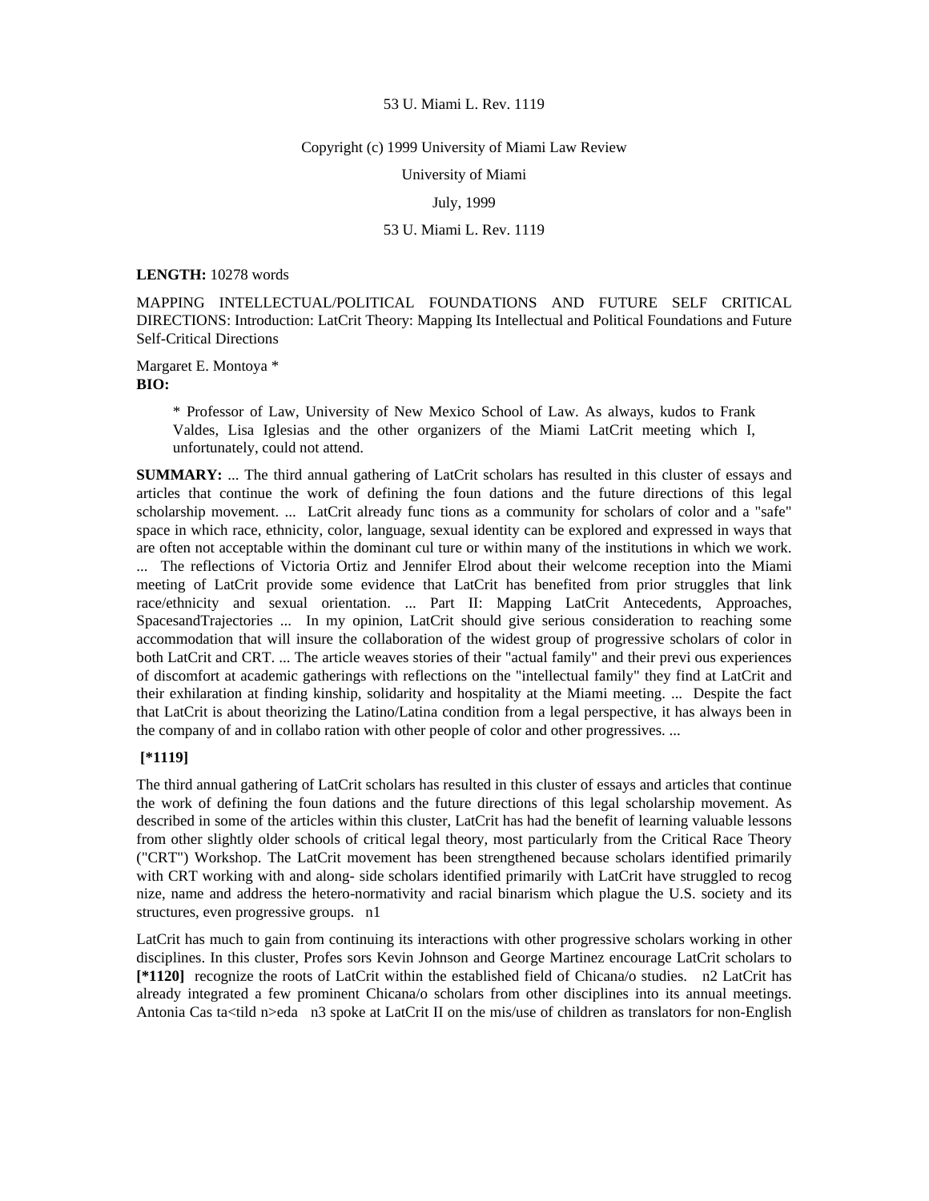53 U. Miami L. Rev. 1119

Copyright (c) 1999 University of Miami Law Review

University of Miami

July, 1999

53 U. Miami L. Rev. 1119

**LENGTH:** 10278 words

MAPPING INTELLECTUAL/POLITICAL FOUNDATIONS AND FUTURE SELF CRITICAL DIRECTIONS: Introduction: LatCrit Theory: Mapping Its Intellectual and Political Foundations and Future Self-Critical Directions

Margaret E. Montoya *
**BIO:**

> * Professor of Law, University of New Mexico School of Law. As always, kudos to Frank Valdes, Lisa Iglesias and the other organizers of the Miami LatCrit meeting which I, unfortunately, could not attend.

**SUMMARY:** ... The third annual gathering of LatCrit scholars has resulted in this cluster of essays and articles that continue the work of defining the foun dations and the future directions of this legal scholarship movement. ... LatCrit already func tions as a community for scholars of color and a "safe" space in which race, ethnicity, color, language, sexual identity can be explored and expressed in ways that are often not acceptable within the dominant cul ture or within many of the institutions in which we work. ... The reflections of Victoria Ortiz and Jennifer Elrod about their welcome reception into the Miami meeting of LatCrit provide some evidence that LatCrit has benefited from prior struggles that link race/ethnicity and sexual orientation. ... Part II: Mapping LatCrit Antecedents, Approaches, SpacesandTrajectories ... In my opinion, LatCrit should give serious consideration to reaching some accommodation that will insure the collaboration of the widest group of progressive scholars of color in both LatCrit and CRT. ... The article weaves stories of their "actual family" and their previ ous experiences of discomfort at academic gatherings with reflections on the "intellectual family" they find at LatCrit and their exhilaration at finding kinship, solidarity and hospitality at the Miami meeting. ... Despite the fact that LatCrit is about theorizing the Latino/Latina condition from a legal perspective, it has always been in the company of and in collabo ration with other people of color and other progressives. ...

**[*1119]**

The third annual gathering of LatCrit scholars has resulted in this cluster of essays and articles that continue the work of defining the foun dations and the future directions of this legal scholarship movement. As described in some of the articles within this cluster, LatCrit has had the benefit of learning valuable lessons from other slightly older schools of critical legal theory, most particularly from the Critical Race Theory ("CRT") Workshop. The LatCrit movement has been strengthened because scholars identified primarily with CRT working with and along- side scholars identified primarily with LatCrit have struggled to recog nize, name and address the hetero-normativity and racial binarism which plague the U.S. society and its structures, even progressive groups. n1

LatCrit has much to gain from continuing its interactions with other progressive scholars working in other disciplines. In this cluster, Profes sors Kevin Johnson and George Martinez encourage LatCrit scholars to **[*1120]** recognize the roots of LatCrit within the established field of Chicana/o studies. n2 LatCrit has already integrated a few prominent Chicana/o scholars from other disciplines into its annual meetings. Antonia Cas ta<tild n>eda n3 spoke at LatCrit II on the mis/use of children as translators for non-English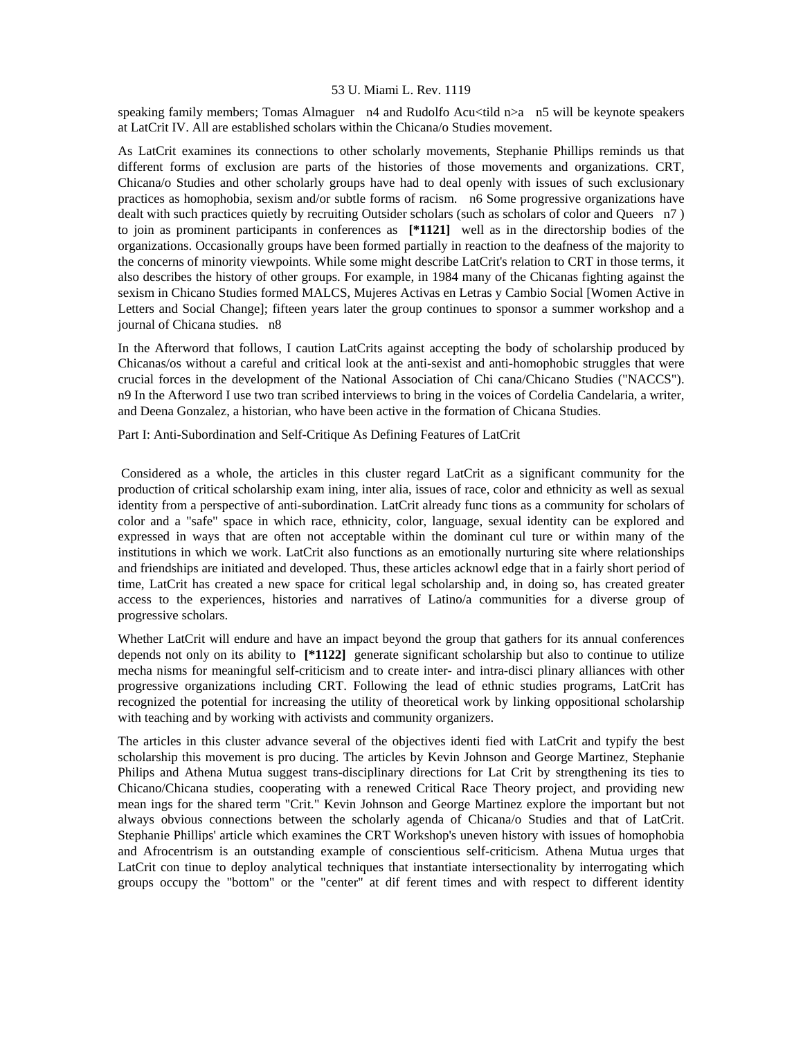speaking family members; Tomas Almaguer n4 and Rudolfo Acu<tild n>a n5 will be keynote speakers at LatCrit IV. All are established scholars within the Chicana/o Studies movement.

As LatCrit examines its connections to other scholarly movements, Stephanie Phillips reminds us that different forms of exclusion are parts of the histories of those movements and organizations. CRT, Chicana/o Studies and other scholarly groups have had to deal openly with issues of such exclusionary practices as homophobia, sexism and/or subtle forms of racism. n6 Some progressive organizations have dealt with such practices quietly by recruiting Outsider scholars (such as scholars of color and Queers n7 ) to join as prominent participants in conferences as **[*1121]** well as in the directorship bodies of the organizations. Occasionally groups have been formed partially in reaction to the deafness of the majority to the concerns of minority viewpoints. While some might describe LatCrit's relation to CRT in those terms, it also describes the history of other groups. For example, in 1984 many of the Chicanas fighting against the sexism in Chicano Studies formed MALCS, Mujeres Activas en Letras y Cambio Social [Women Active in Letters and Social Change]; fifteen years later the group continues to sponsor a summer workshop and a journal of Chicana studies. n8

In the Afterword that follows, I caution LatCrits against accepting the body of scholarship produced by Chicanas/os without a careful and critical look at the anti-sexist and anti-homophobic struggles that were crucial forces in the development of the National Association of Chi cana/Chicano Studies ("NACCS"). n9 In the Afterword I use two tran scribed interviews to bring in the voices of Cordelia Candelaria, a writer, and Deena Gonzalez, a historian, who have been active in the formation of Chicana Studies.

Part I: Anti-Subordination and Self-Critique As Defining Features of LatCrit

Considered as a whole, the articles in this cluster regard LatCrit as a significant community for the production of critical scholarship exam ining, inter alia, issues of race, color and ethnicity as well as sexual identity from a perspective of anti-subordination. LatCrit already func tions as a community for scholars of color and a "safe" space in which race, ethnicity, color, language, sexual identity can be explored and expressed in ways that are often not acceptable within the dominant cul ture or within many of the institutions in which we work. LatCrit also functions as an emotionally nurturing site where relationships and friendships are initiated and developed. Thus, these articles acknowl edge that in a fairly short period of time, LatCrit has created a new space for critical legal scholarship and, in doing so, has created greater access to the experiences, histories and narratives of Latino/a communities for a diverse group of progressive scholars.

Whether LatCrit will endure and have an impact beyond the group that gathers for its annual conferences depends not only on its ability to **[*1122]** generate significant scholarship but also to continue to utilize mecha nisms for meaningful self-criticism and to create inter- and intra-disci plinary alliances with other progressive organizations including CRT. Following the lead of ethnic studies programs, LatCrit has recognized the potential for increasing the utility of theoretical work by linking oppositional scholarship with teaching and by working with activists and community organizers.

The articles in this cluster advance several of the objectives identi fied with LatCrit and typify the best scholarship this movement is pro ducing. The articles by Kevin Johnson and George Martinez, Stephanie Philips and Athena Mutua suggest trans-disciplinary directions for Lat Crit by strengthening its ties to Chicano/Chicana studies, cooperating with a renewed Critical Race Theory project, and providing new mean ings for the shared term "Crit." Kevin Johnson and George Martinez explore the important but not always obvious connections between the scholarly agenda of Chicana/o Studies and that of LatCrit. Stephanie Phillips' article which examines the CRT Workshop's uneven history with issues of homophobia and Afrocentrism is an outstanding example of conscientious self-criticism. Athena Mutua urges that LatCrit con tinue to deploy analytical techniques that instantiate intersectionality by interrogating which groups occupy the "bottom" or the "center" at dif ferent times and with respect to different identity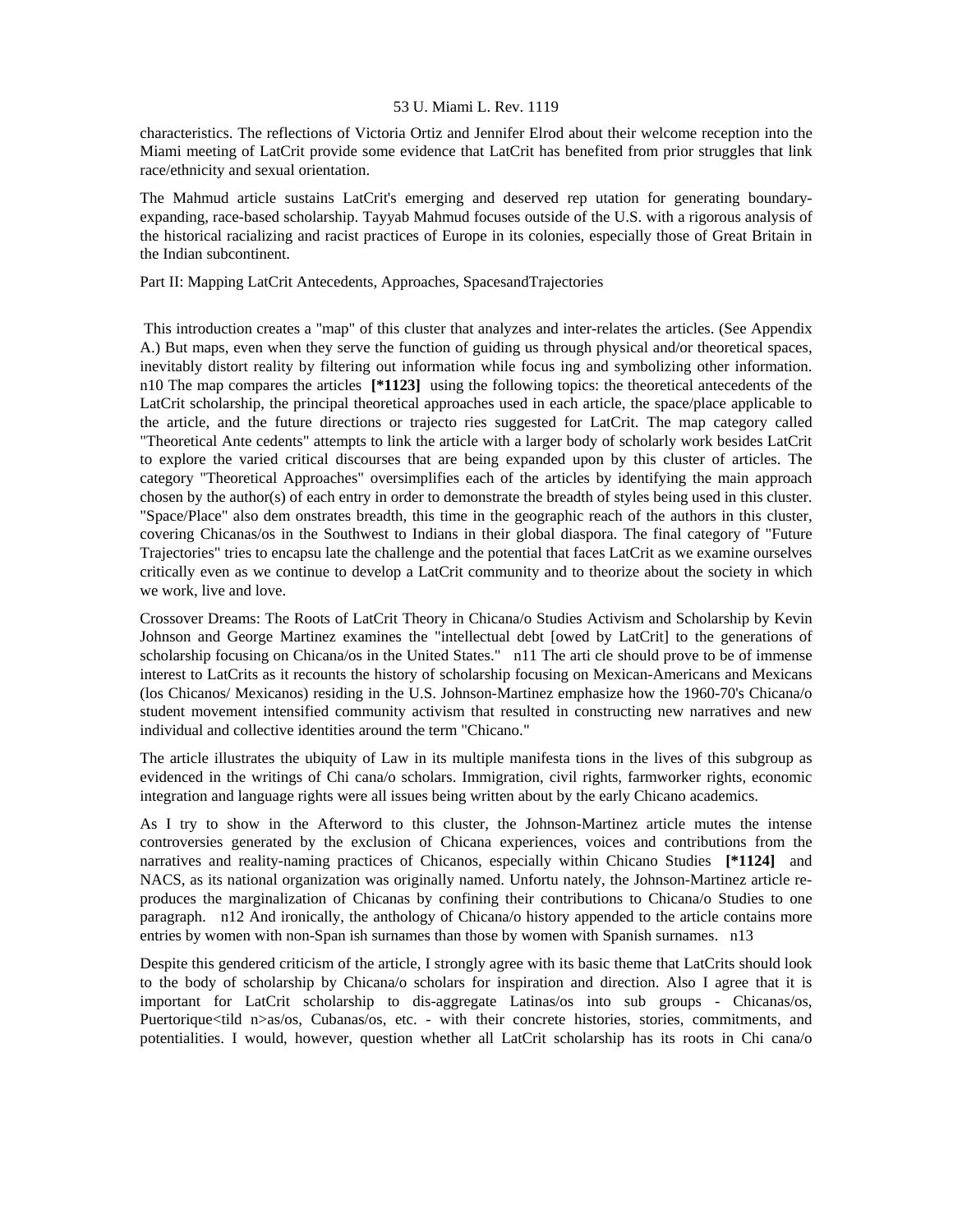characteristics. The reflections of Victoria Ortiz and Jennifer Elrod about their welcome reception into the Miami meeting of LatCrit provide some evidence that LatCrit has benefited from prior struggles that link race/ethnicity and sexual orientation.

The Mahmud article sustains LatCrit's emerging and deserved rep utation for generating boundary-expanding, race-based scholarship. Tayyab Mahmud focuses outside of the U.S. with a rigorous analysis of the historical racializing and racist practices of Europe in its colonies, especially those of Great Britain in the Indian subcontinent.

Part II: Mapping LatCrit Antecedents, Approaches, SpacesandTrajectories

This introduction creates a "map" of this cluster that analyzes and inter-relates the articles. (See Appendix A.) But maps, even when they serve the function of guiding us through physical and/or theoretical spaces, inevitably distort reality by filtering out information while focus ing and symbolizing other information. n10 The map compares the articles **[*1123]** using the following topics: the theoretical antecedents of the LatCrit scholarship, the principal theoretical approaches used in each article, the space/place applicable to the article, and the future directions or trajecto ries suggested for LatCrit. The map category called "Theoretical Ante cedents" attempts to link the article with a larger body of scholarly work besides LatCrit to explore the varied critical discourses that are being expanded upon by this cluster of articles. The category "Theoretical Approaches" oversimplifies each of the articles by identifying the main approach chosen by the author(s) of each entry in order to demonstrate the breadth of styles being used in this cluster. "Space/Place" also dem onstrates breadth, this time in the geographic reach of the authors in this cluster, covering Chicanas/os in the Southwest to Indians in their global diaspora. The final category of "Future Trajectories" tries to encapsu late the challenge and the potential that faces LatCrit as we examine ourselves critically even as we continue to develop a LatCrit community and to theorize about the society in which we work, live and love.

Crossover Dreams: The Roots of LatCrit Theory in Chicana/o Studies Activism and Scholarship by Kevin Johnson and George Martinez examines the "intellectual debt [owed by LatCrit] to the generations of scholarship focusing on Chicana/os in the United States." n11 The arti cle should prove to be of immense interest to LatCrits as it recounts the history of scholarship focusing on Mexican-Americans and Mexicans (los Chicanos/ Mexicanos) residing in the U.S. Johnson-Martinez emphasize how the 1960-70's Chicana/o student movement intensified community activism that resulted in constructing new narratives and new individual and collective identities around the term "Chicano."

The article illustrates the ubiquity of Law in its multiple manifesta tions in the lives of this subgroup as evidenced in the writings of Chi cana/o scholars. Immigration, civil rights, farmworker rights, economic integration and language rights were all issues being written about by the early Chicano academics.

As I try to show in the Afterword to this cluster, the Johnson-Martinez article mutes the intense controversies generated by the exclusion of Chicana experiences, voices and contributions from the narratives and reality-naming practices of Chicanos, especially within Chicano Studies **[*1124]** and NACS, as its national organization was originally named. Unfortu nately, the Johnson-Martinez article re-produces the marginalization of Chicanas by confining their contributions to Chicana/o Studies to one paragraph. n12 And ironically, the anthology of Chicana/o history appended to the article contains more entries by women with non-Span ish surnames than those by women with Spanish surnames. n13

Despite this gendered criticism of the article, I strongly agree with its basic theme that LatCrits should look to the body of scholarship by Chicana/o scholars for inspiration and direction. Also I agree that it is important for LatCrit scholarship to dis-aggregate Latinas/os into sub groups - Chicanas/os, Puertorique<tild n>as/os, Cubanas/os, etc. - with their concrete histories, stories, commitments, and potentialities. I would, however, question whether all LatCrit scholarship has its roots in Chi cana/o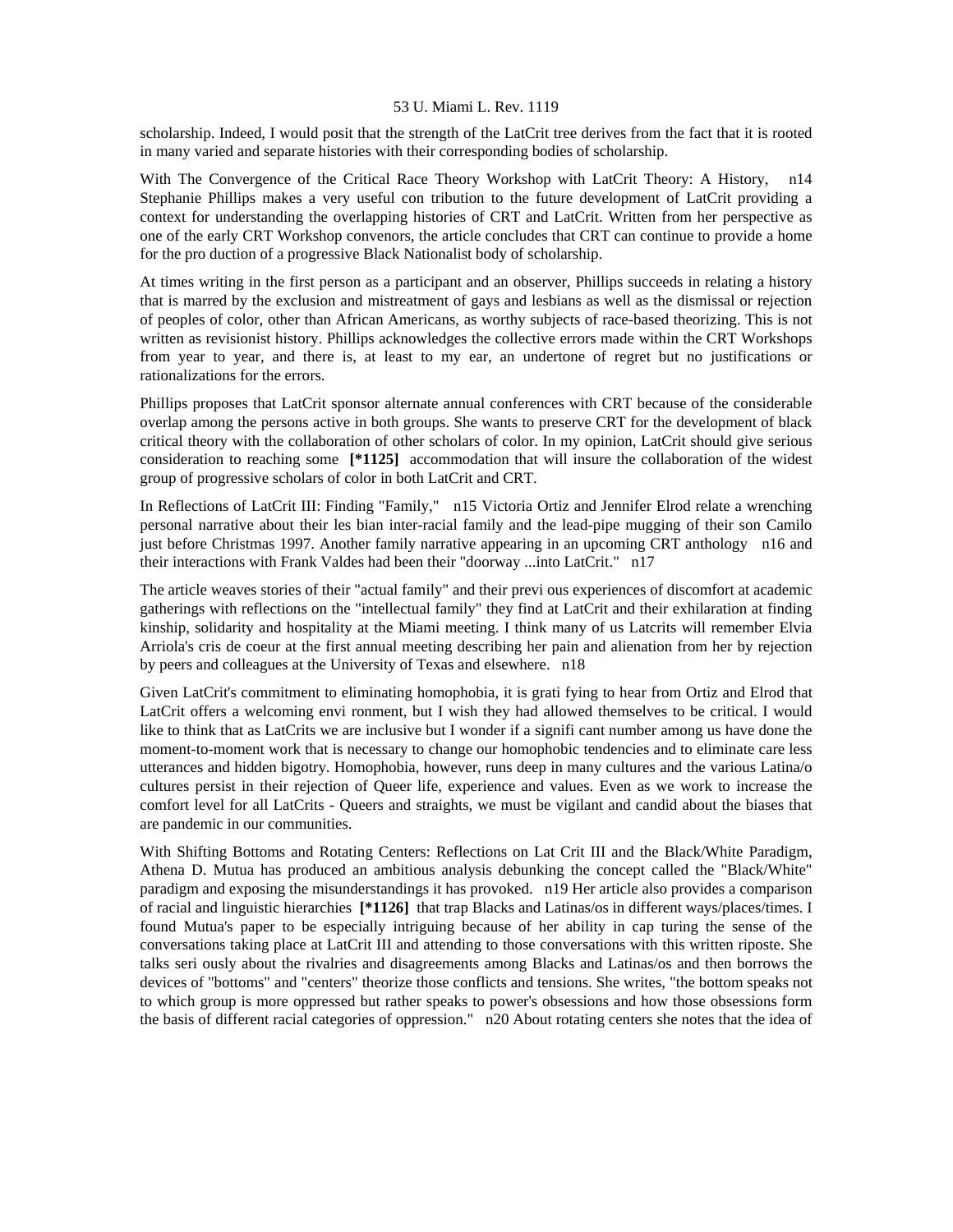scholarship. Indeed, I would posit that the strength of the LatCrit tree derives from the fact that it is rooted in many varied and separate histories with their corresponding bodies of scholarship.

With The Convergence of the Critical Race Theory Workshop with LatCrit Theory: A History, n14 Stephanie Phillips makes a very useful con tribution to the future development of LatCrit providing a context for understanding the overlapping histories of CRT and LatCrit. Written from her perspective as one of the early CRT Workshop convenors, the article concludes that CRT can continue to provide a home for the pro duction of a progressive Black Nationalist body of scholarship.

At times writing in the first person as a participant and an observer, Phillips succeeds in relating a history that is marred by the exclusion and mistreatment of gays and lesbians as well as the dismissal or rejection of peoples of color, other than African Americans, as worthy subjects of race-based theorizing. This is not written as revisionist history. Phillips acknowledges the collective errors made within the CRT Workshops from year to year, and there is, at least to my ear, an undertone of regret but no justifications or rationalizations for the errors.

Phillips proposes that LatCrit sponsor alternate annual conferences with CRT because of the considerable overlap among the persons active in both groups. She wants to preserve CRT for the development of black critical theory with the collaboration of other scholars of color. In my opinion, LatCrit should give serious consideration to reaching some **[*1125]** accommodation that will insure the collaboration of the widest group of progressive scholars of color in both LatCrit and CRT.

In Reflections of LatCrit III: Finding "Family," n15 Victoria Ortiz and Jennifer Elrod relate a wrenching personal narrative about their les bian inter-racial family and the lead-pipe mugging of their son Camilo just before Christmas 1997. Another family narrative appearing in an upcoming CRT anthology n16 and their interactions with Frank Valdes had been their "doorway ...into LatCrit." n17

The article weaves stories of their "actual family" and their previ ous experiences of discomfort at academic gatherings with reflections on the "intellectual family" they find at LatCrit and their exhilaration at finding kinship, solidarity and hospitality at the Miami meeting. I think many of us Latcrits will remember Elvia Arriola's cris de coeur at the first annual meeting describing her pain and alienation from her by rejection by peers and colleagues at the University of Texas and elsewhere. n18

Given LatCrit's commitment to eliminating homophobia, it is grati fying to hear from Ortiz and Elrod that LatCrit offers a welcoming envi ronment, but I wish they had allowed themselves to be critical. I would like to think that as LatCrits we are inclusive but I wonder if a signifi cant number among us have done the moment-to-moment work that is necessary to change our homophobic tendencies and to eliminate care less utterances and hidden bigotry. Homophobia, however, runs deep in many cultures and the various Latina/o cultures persist in their rejection of Queer life, experience and values. Even as we work to increase the comfort level for all LatCrits - Queers and straights, we must be vigilant and candid about the biases that are pandemic in our communities.

With Shifting Bottoms and Rotating Centers: Reflections on Lat Crit III and the Black/White Paradigm, Athena D. Mutua has produced an ambitious analysis debunking the concept called the "Black/White" paradigm and exposing the misunderstandings it has provoked. n19 Her article also provides a comparison of racial and linguistic hierarchies **[*1126]** that trap Blacks and Latinas/os in different ways/places/times. I found Mutua's paper to be especially intriguing because of her ability in cap turing the sense of the conversations taking place at LatCrit III and attending to those conversations with this written riposte. She talks seri ously about the rivalries and disagreements among Blacks and Latinas/os and then borrows the devices of "bottoms" and "centers" theorize those conflicts and tensions. She writes, "the bottom speaks not to which group is more oppressed but rather speaks to power's obsessions and how those obsessions form the basis of different racial categories of oppression." n20 About rotating centers she notes that the idea of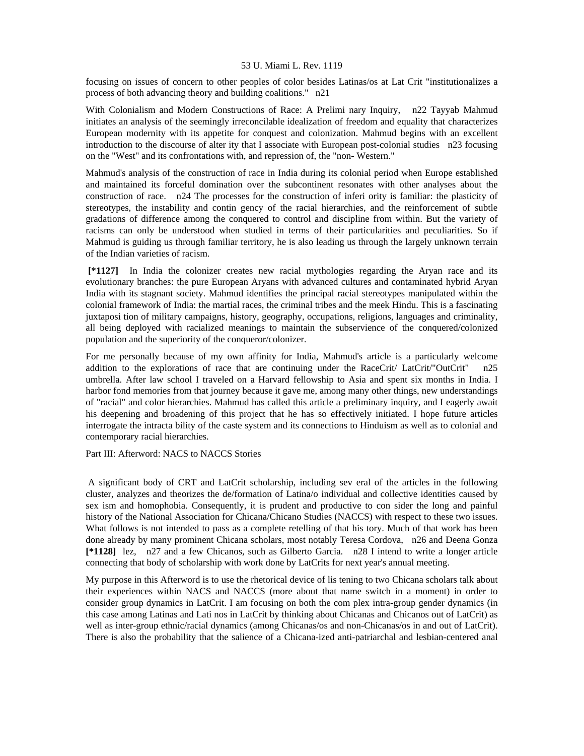focusing on issues of concern to other peoples of color besides Latinas/os at Lat Crit "institutionalizes a process of both advancing theory and building coalitions." n21

With Colonialism and Modern Constructions of Race: A Prelimi nary Inquiry, n22 Tayyab Mahmud initiates an analysis of the seemingly irreconcilable idealization of freedom and equality that characterizes European modernity with its appetite for conquest and colonization. Mahmud begins with an excellent introduction to the discourse of alter ity that I associate with European post-colonial studies n23 focusing on the "West" and its confrontations with, and repression of, the "non- Western."

Mahmud's analysis of the construction of race in India during its colonial period when Europe established and maintained its forceful domination over the subcontinent resonates with other analyses about the construction of race. n24 The processes for the construction of inferi ority is familiar: the plasticity of stereotypes, the instability and contin gency of the racial hierarchies, and the reinforcement of subtle gradations of difference among the conquered to control and discipline from within. But the variety of racisms can only be understood when studied in terms of their particularities and peculiarities. So if Mahmud is guiding us through familiar territory, he is also leading us through the largely unknown terrain of the Indian varieties of racism.

**[*1127]** In India the colonizer creates new racial mythologies regarding the Aryan race and its evolutionary branches: the pure European Aryans with advanced cultures and contaminated hybrid Aryan India with its stagnant society. Mahmud identifies the principal racial stereotypes manipulated within the colonial framework of India: the martial races, the criminal tribes and the meek Hindu. This is a fascinating juxtaposi tion of military campaigns, history, geography, occupations, religions, languages and criminality, all being deployed with racialized meanings to maintain the subservience of the conquered/colonized population and the superiority of the conqueror/colonizer.

For me personally because of my own affinity for India, Mahmud's article is a particularly welcome addition to the explorations of race that are continuing under the RaceCrit/ LatCrit/"OutCrit" n25 umbrella. After law school I traveled on a Harvard fellowship to Asia and spent six months in India. I harbor fond memories from that journey because it gave me, among many other things, new understandings of "racial" and color hierarchies. Mahmud has called this article a preliminary inquiry, and I eagerly await his deepening and broadening of this project that he has so effectively initiated. I hope future articles interrogate the intracta bility of the caste system and its connections to Hinduism as well as to colonial and contemporary racial hierarchies.

Part III: Afterword: NACS to NACCS Stories

A significant body of CRT and LatCrit scholarship, including sev eral of the articles in the following cluster, analyzes and theorizes the de/formation of Latina/o individual and collective identities caused by sex ism and homophobia. Consequently, it is prudent and productive to con sider the long and painful history of the National Association for Chicana/Chicano Studies (NACCS) with respect to these two issues. What follows is not intended to pass as a complete retelling of that his tory. Much of that work has been done already by many prominent Chicana scholars, most notably Teresa Cordova, n26 and Deena Gonza **[*1128]** lez, n27 and a few Chicanos, such as Gilberto Garcia. n28 I intend to write a longer article connecting that body of scholarship with work done by LatCrits for next year's annual meeting.

My purpose in this Afterword is to use the rhetorical device of lis tening to two Chicana scholars talk about their experiences within NACS and NACCS (more about that name switch in a moment) in order to consider group dynamics in LatCrit. I am focusing on both the com plex intra-group gender dynamics (in this case among Latinas and Lati nos in LatCrit by thinking about Chicanas and Chicanos out of LatCrit) as well as inter-group ethnic/racial dynamics (among Chicanas/os and non-Chicanas/os in and out of LatCrit). There is also the probability that the salience of a Chicana-ized anti-patriarchal and lesbian-centered anal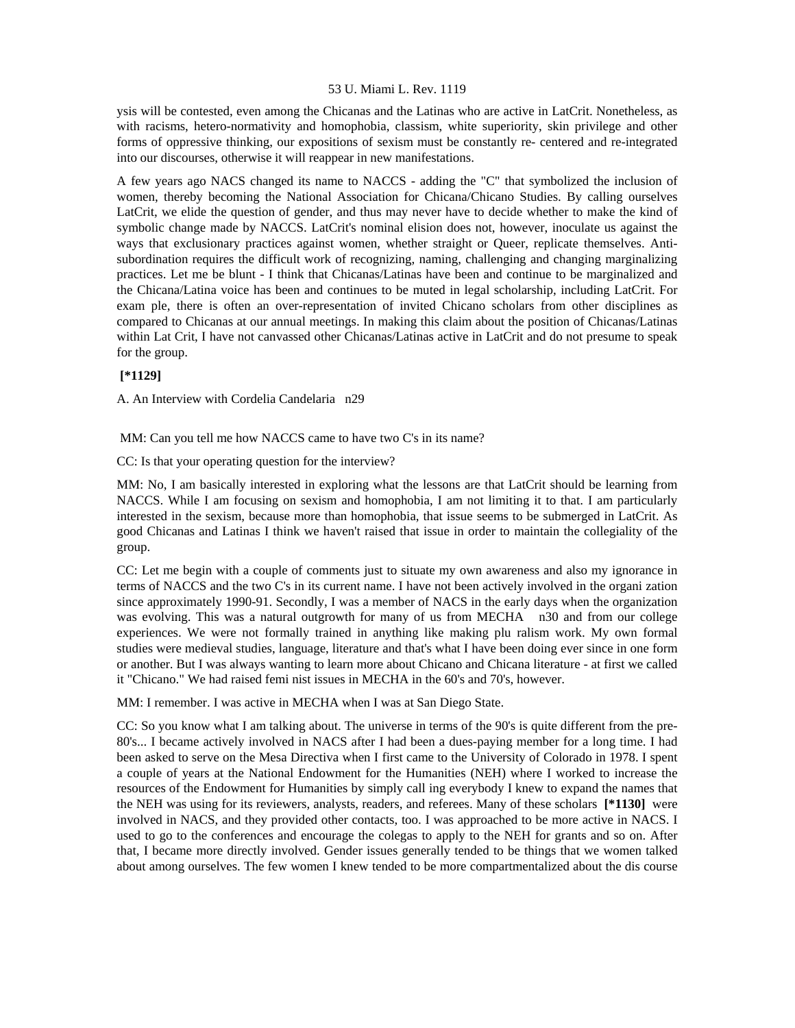ysis will be contested, even among the Chicanas and the Latinas who are active in LatCrit. Nonetheless, as with racisms, hetero-normativity and homophobia, classism, white superiority, skin privilege and other forms of oppressive thinking, our expositions of sexism must be constantly re- centered and re-integrated into our discourses, otherwise it will reappear in new manifestations.

A few years ago NACS changed its name to NACCS - adding the "C" that symbolized the inclusion of women, thereby becoming the National Association for Chicana/Chicano Studies. By calling ourselves LatCrit, we elide the question of gender, and thus may never have to decide whether to make the kind of symbolic change made by NACCS. LatCrit's nominal elision does not, however, inoculate us against the ways that exclusionary practices against women, whether straight or Queer, replicate themselves. Anti-subordination requires the difficult work of recognizing, naming, challenging and changing marginalizing practices. Let me be blunt - I think that Chicanas/Latinas have been and continue to be marginalized and the Chicana/Latina voice has been and continues to be muted in legal scholarship, including LatCrit. For exam ple, there is often an over-representation of invited Chicano scholars from other disciplines as compared to Chicanas at our annual meetings. In making this claim about the position of Chicanas/Latinas within Lat Crit, I have not canvassed other Chicanas/Latinas active in LatCrit and do not presume to speak for the group.

**[*1129]**

A. An Interview with Cordelia Candelaria n29

MM: Can you tell me how NACCS came to have two C's in its name?

CC: Is that your operating question for the interview?

MM: No, I am basically interested in exploring what the lessons are that LatCrit should be learning from NACCS. While I am focusing on sexism and homophobia, I am not limiting it to that. I am particularly interested in the sexism, because more than homophobia, that issue seems to be submerged in LatCrit. As good Chicanas and Latinas I think we haven't raised that issue in order to maintain the collegiality of the group.

CC: Let me begin with a couple of comments just to situate my own awareness and also my ignorance in terms of NACCS and the two C's in its current name. I have not been actively involved in the organi zation since approximately 1990-91. Secondly, I was a member of NACS in the early days when the organization was evolving. This was a natural outgrowth for many of us from MECHA n30 and from our college experiences. We were not formally trained in anything like making plu ralism work. My own formal studies were medieval studies, language, literature and that's what I have been doing ever since in one form or another. But I was always wanting to learn more about Chicano and Chicana literature - at first we called it "Chicano." We had raised femi nist issues in MECHA in the 60's and 70's, however.

MM: I remember. I was active in MECHA when I was at San Diego State.

CC: So you know what I am talking about. The universe in terms of the 90's is quite different from the pre-80's... I became actively involved in NACS after I had been a dues-paying member for a long time. I had been asked to serve on the Mesa Directiva when I first came to the University of Colorado in 1978. I spent a couple of years at the National Endowment for the Humanities (NEH) where I worked to increase the resources of the Endowment for Humanities by simply call ing everybody I knew to expand the names that the NEH was using for its reviewers, analysts, readers, and referees. Many of these scholars **[*1130]** were involved in NACS, and they provided other contacts, too. I was approached to be more active in NACS. I used to go to the conferences and encourage the colegas to apply to the NEH for grants and so on. After that, I became more directly involved. Gender issues generally tended to be things that we women talked about among ourselves. The few women I knew tended to be more compartmentalized about the dis course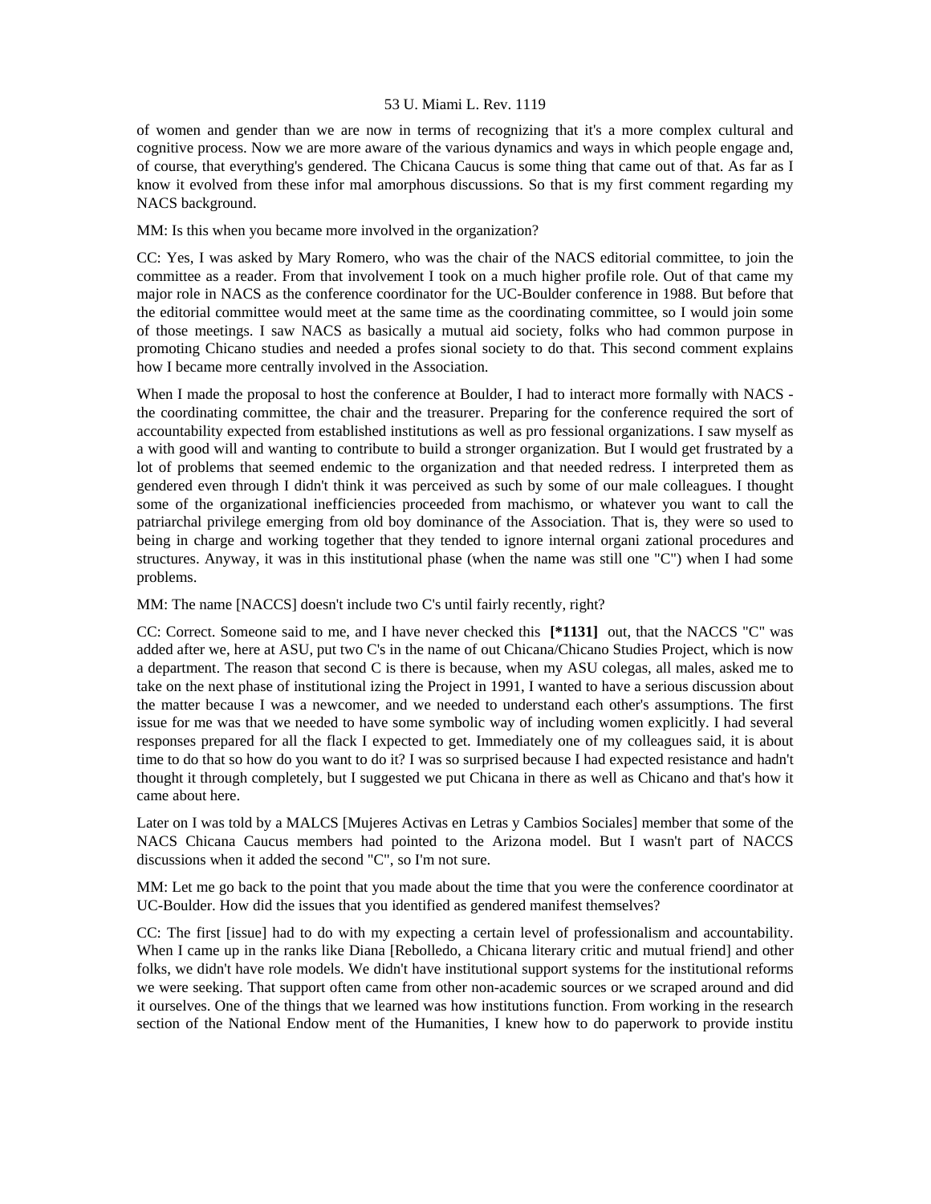of women and gender than we are now in terms of recognizing that it's a more complex cultural and cognitive process. Now we are more aware of the various dynamics and ways in which people engage and, of course, that everything's gendered. The Chicana Caucus is some thing that came out of that. As far as I know it evolved from these infor mal amorphous discussions. So that is my first comment regarding my NACS background.

MM: Is this when you became more involved in the organization?

CC: Yes, I was asked by Mary Romero, who was the chair of the NACS editorial committee, to join the committee as a reader. From that involvement I took on a much higher profile role. Out of that came my major role in NACS as the conference coordinator for the UC-Boulder conference in 1988. But before that the editorial committee would meet at the same time as the coordinating committee, so I would join some of those meetings. I saw NACS as basically a mutual aid society, folks who had common purpose in promoting Chicano studies and needed a profes sional society to do that. This second comment explains how I became more centrally involved in the Association.

When I made the proposal to host the conference at Boulder, I had to interact more formally with NACS - the coordinating committee, the chair and the treasurer. Preparing for the conference required the sort of accountability expected from established institutions as well as pro fessional organizations. I saw myself as a with good will and wanting to contribute to build a stronger organization. But I would get frustrated by a lot of problems that seemed endemic to the organization and that needed redress. I interpreted them as gendered even through I didn't think it was perceived as such by some of our male colleagues. I thought some of the organizational inefficiencies proceeded from machismo, or whatever you want to call the patriarchal privilege emerging from old boy dominance of the Association. That is, they were so used to being in charge and working together that they tended to ignore internal organi zational procedures and structures. Anyway, it was in this institutional phase (when the name was still one "C") when I had some problems.

MM: The name [NACCS] doesn't include two C's until fairly recently, right?

CC: Correct. Someone said to me, and I have never checked this **[*1131]** out, that the NACCS "C" was added after we, here at ASU, put two C's in the name of out Chicana/Chicano Studies Project, which is now a department. The reason that second C is there is because, when my ASU colegas, all males, asked me to take on the next phase of institutional izing the Project in 1991, I wanted to have a serious discussion about the matter because I was a newcomer, and we needed to understand each other's assumptions. The first issue for me was that we needed to have some symbolic way of including women explicitly. I had several responses prepared for all the flack I expected to get. Immediately one of my colleagues said, it is about time to do that so how do you want to do it? I was so surprised because I had expected resistance and hadn't thought it through completely, but I suggested we put Chicana in there as well as Chicano and that's how it came about here.

Later on I was told by a MALCS [Mujeres Activas en Letras y Cambios Sociales] member that some of the NACS Chicana Caucus members had pointed to the Arizona model. But I wasn't part of NACCS discussions when it added the second "C", so I'm not sure.

MM: Let me go back to the point that you made about the time that you were the conference coordinator at UC-Boulder. How did the issues that you identified as gendered manifest themselves?

CC: The first [issue] had to do with my expecting a certain level of professionalism and accountability. When I came up in the ranks like Diana [Rebolledo, a Chicana literary critic and mutual friend] and other folks, we didn't have role models. We didn't have institutional support systems for the institutional reforms we were seeking. That support often came from other non-academic sources or we scraped around and did it ourselves. One of the things that we learned was how institutions function. From working in the research section of the National Endow ment of the Humanities, I knew how to do paperwork to provide institu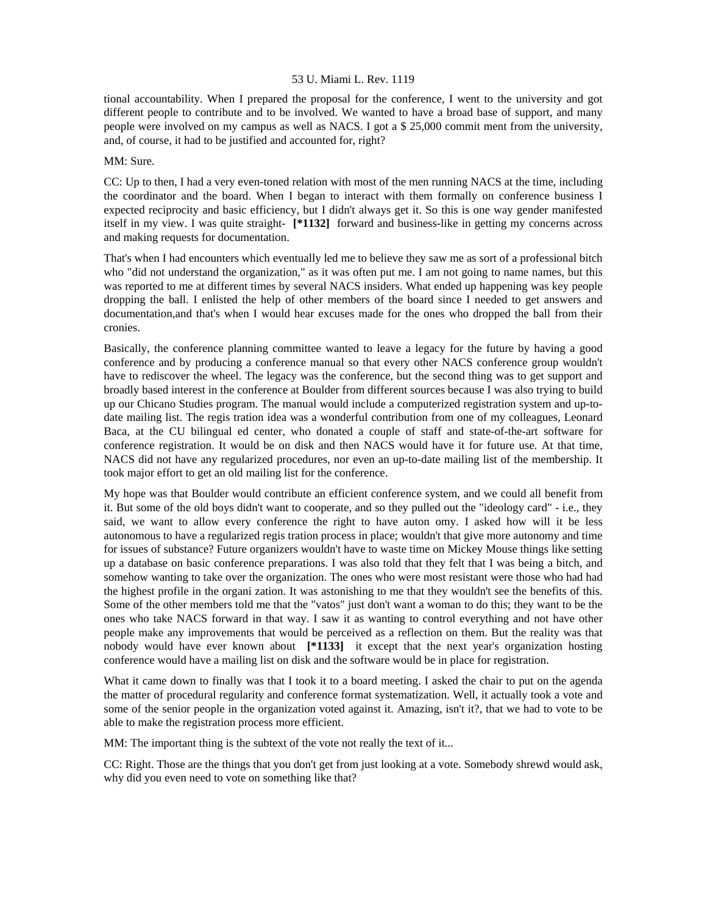tional accountability. When I prepared the proposal for the conference, I went to the university and got different people to contribute and to be involved. We wanted to have a broad base of support, and many people were involved on my campus as well as NACS. I got a $ 25,000 commit ment from the university, and, of course, it had to be justified and accounted for, right?

MM: Sure.

CC: Up to then, I had a very even-toned relation with most of the men running NACS at the time, including the coordinator and the board. When I began to interact with them formally on conference business I expected reciprocity and basic efficiency, but I didn't always get it. So this is one way gender manifested itself in my view. I was quite straight- **[*1132]** forward and business-like in getting my concerns across and making requests for documentation.

That's when I had encounters which eventually led me to believe they saw me as sort of a professional bitch who "did not understand the organization," as it was often put me. I am not going to name names, but this was reported to me at different times by several NACS insiders. What ended up happening was key people dropping the ball. I enlisted the help of other members of the board since I needed to get answers and documentation,and that's when I would hear excuses made for the ones who dropped the ball from their cronies.

Basically, the conference planning committee wanted to leave a legacy for the future by having a good conference and by producing a conference manual so that every other NACS conference group wouldn't have to rediscover the wheel. The legacy was the conference, but the second thing was to get support and broadly based interest in the conference at Boulder from different sources because I was also trying to build up our Chicano Studies program. The manual would include a computerized registration system and up-to-date mailing list. The regis tration idea was a wonderful contribution from one of my colleagues, Leonard Baca, at the CU bilingual ed center, who donated a couple of staff and state-of-the-art software for conference registration. It would be on disk and then NACS would have it for future use. At that time, NACS did not have any regularized procedures, nor even an up-to-date mailing list of the membership. It took major effort to get an old mailing list for the conference.

My hope was that Boulder would contribute an efficient conference system, and we could all benefit from it. But some of the old boys didn't want to cooperate, and so they pulled out the "ideology card" - i.e., they said, we want to allow every conference the right to have auton omy. I asked how will it be less autonomous to have a regularized regis tration process in place; wouldn't that give more autonomy and time for issues of substance? Future organizers wouldn't have to waste time on Mickey Mouse things like setting up a database on basic conference preparations. I was also told that they felt that I was being a bitch, and somehow wanting to take over the organization. The ones who were most resistant were those who had had the highest profile in the organi zation. It was astonishing to me that they wouldn't see the benefits of this. Some of the other members told me that the "vatos" just don't want a woman to do this; they want to be the ones who take NACS forward in that way. I saw it as wanting to control everything and not have other people make any improvements that would be perceived as a reflection on them. But the reality was that nobody would have ever known about **[*1133]** it except that the next year's organization hosting conference would have a mailing list on disk and the software would be in place for registration.

What it came down to finally was that I took it to a board meeting. I asked the chair to put on the agenda the matter of procedural regularity and conference format systematization. Well, it actually took a vote and some of the senior people in the organization voted against it. Amazing, isn't it?, that we had to vote to be able to make the registration process more efficient.

MM: The important thing is the subtext of the vote not really the text of it...

CC: Right. Those are the things that you don't get from just looking at a vote. Somebody shrewd would ask, why did you even need to vote on something like that?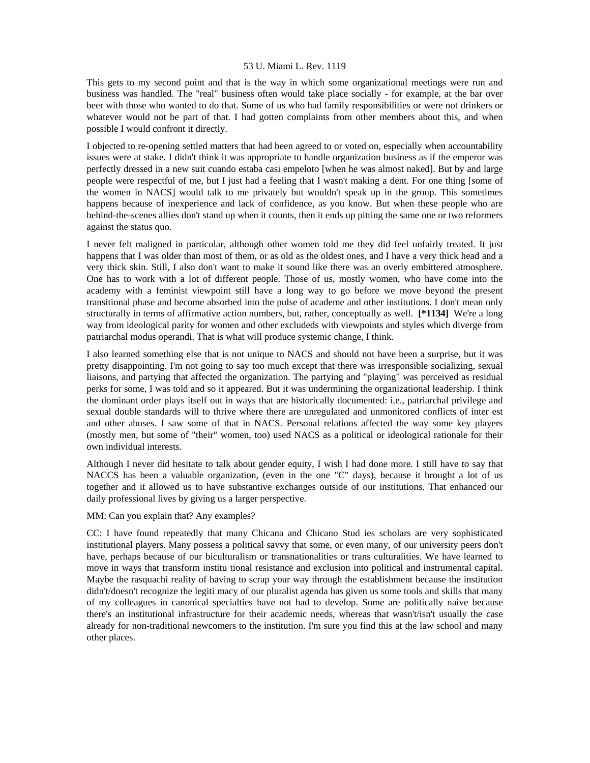This gets to my second point and that is the way in which some organizational meetings were run and business was handled. The "real" business often would take place socially - for example, at the bar over beer with those who wanted to do that. Some of us who had family responsibilities or were not drinkers or whatever would not be part of that. I had gotten complaints from other members about this, and when possible I would confront it directly.

I objected to re-opening settled matters that had been agreed to or voted on, especially when accountability issues were at stake. I didn't think it was appropriate to handle organization business as if the emperor was perfectly dressed in a new suit cuando estaba casi empeloto [when he was almost naked]. But by and large people were respectful of me, but I just had a feeling that I wasn't making a dent. For one thing [some of the women in NACS] would talk to me privately but wouldn't speak up in the group. This sometimes happens because of inexperience and lack of confidence, as you know. But when these people who are behind-the-scenes allies don't stand up when it counts, then it ends up pitting the same one or two reformers against the status quo.

I never felt maligned in particular, although other women told me they did feel unfairly treated. It just happens that I was older than most of them, or as old as the oldest ones, and I have a very thick head and a very thick skin. Still, I also don't want to make it sound like there was an overly embittered atmosphere. One has to work with a lot of different people. Those of us, mostly women, who have come into the academy with a feminist viewpoint still have a long way to go before we move beyond the present transitional phase and become absorbed into the pulse of academe and other institutions. I don't mean only structurally in terms of affirmative action numbers, but, rather, conceptually as well. **[*1134]** We're a long way from ideological parity for women and other excludeds with viewpoints and styles which diverge from patriarchal modus operandi. That is what will produce systemic change, I think.

I also learned something else that is not unique to NACS and should not have been a surprise, but it was pretty disappointing. I'm not going to say too much except that there was irresponsible socializing, sexual liaisons, and partying that affected the organization. The partying and "playing" was perceived as residual perks for some, I was told and so it appeared. But it was undermining the organizational leadership. I think the dominant order plays itself out in ways that are historically documented: i.e., patriarchal privilege and sexual double standards will to thrive where there are unregulated and unmonitored conflicts of inter est and other abuses. I saw some of that in NACS. Personal relations affected the way some key players (mostly men, but some of "their" women, too) used NACS as a political or ideological rationale for their own individual interests.

Although I never did hesitate to talk about gender equity, I wish I had done more. I still have to say that NACCS has been a valuable organization, (even in the one "C" days), because it brought a lot of us together and it allowed us to have substantive exchanges outside of our institutions. That enhanced our daily professional lives by giving us a larger perspective.

MM: Can you explain that? Any examples?

CC: I have found repeatedly that many Chicana and Chicano Stud ies scholars are very sophisticated institutional players. Many possess a political savvy that some, or even many, of our university peers don't have, perhaps because of our biculturalism or transnationalities or trans culturalities. We have learned to move in ways that transform institu tional resistance and exclusion into political and instrumental capital. Maybe the rasquachi reality of having to scrap your way through the establishment because the institution didn't/doesn't recognize the legiti macy of our pluralist agenda has given us some tools and skills that many of my colleagues in canonical specialties have not had to develop. Some are politically naive because there's an institutional infrastructure for their academic needs, whereas that wasn't/isn't usually the case already for non-traditional newcomers to the institution. I'm sure you find this at the law school and many other places.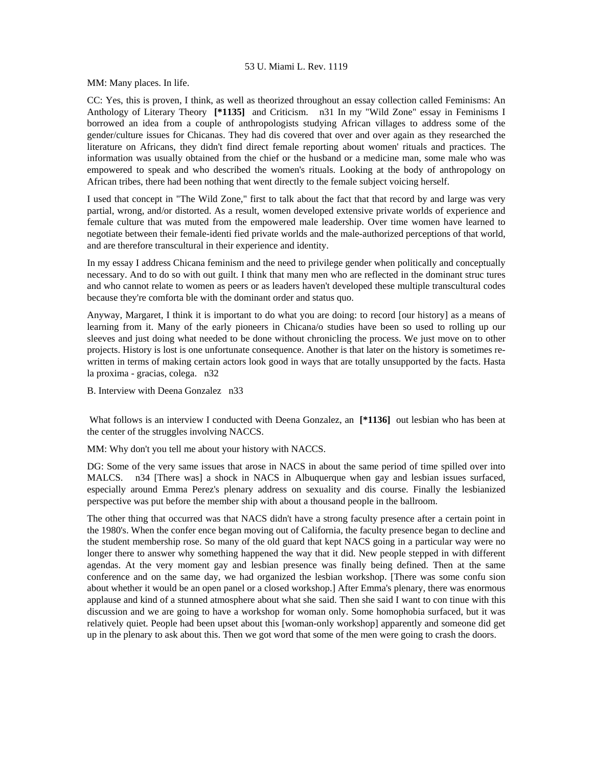MM: Many places. In life.

CC: Yes, this is proven, I think, as well as theorized throughout an essay collection called Feminisms: An Anthology of Literary Theory **[*1135]** and Criticism. n31 In my "Wild Zone" essay in Feminisms I borrowed an idea from a couple of anthropologists studying African villages to address some of the gender/culture issues for Chicanas. They had dis covered that over and over again as they researched the literature on Africans, they didn't find direct female reporting about women' rituals and practices. The information was usually obtained from the chief or the husband or a medicine man, some male who was empowered to speak and who described the women's rituals. Looking at the body of anthropology on African tribes, there had been nothing that went directly to the female subject voicing herself.

I used that concept in "The Wild Zone," first to talk about the fact that that record by and large was very partial, wrong, and/or distorted. As a result, women developed extensive private worlds of experience and female culture that was muted from the empowered male leadership. Over time women have learned to negotiate between their female-identi fied private worlds and the male-authorized perceptions of that world, and are therefore transcultural in their experience and identity.

In my essay I address Chicana feminism and the need to privilege gender when politically and conceptually necessary. And to do so with out guilt. I think that many men who are reflected in the dominant struc tures and who cannot relate to women as peers or as leaders haven't developed these multiple transcultural codes because they're comforta ble with the dominant order and status quo.

Anyway, Margaret, I think it is important to do what you are doing: to record [our history] as a means of learning from it. Many of the early pioneers in Chicana/o studies have been so used to rolling up our sleeves and just doing what needed to be done without chronicling the process. We just move on to other projects. History is lost is one unfortunate consequence. Another is that later on the history is sometimes re-written in terms of making certain actors look good in ways that are totally unsupported by the facts. Hasta la proxima - gracias, colega. n32

B. Interview with Deena Gonzalez n33

What follows is an interview I conducted with Deena Gonzalez, an **[*1136]** out lesbian who has been at the center of the struggles involving NACCS.

MM: Why don't you tell me about your history with NACCS.

DG: Some of the very same issues that arose in NACS in about the same period of time spilled over into MALCS. n34 [There was] a shock in NACS in Albuquerque when gay and lesbian issues surfaced, especially around Emma Perez's plenary address on sexuality and dis course. Finally the lesbianized perspective was put before the member ship with about a thousand people in the ballroom.

The other thing that occurred was that NACS didn't have a strong faculty presence after a certain point in the 1980's. When the confer ence began moving out of California, the faculty presence began to decline and the student membership rose. So many of the old guard that kept NACS going in a particular way were no longer there to answer why something happened the way that it did. New people stepped in with different agendas. At the very moment gay and lesbian presence was finally being defined. Then at the same conference and on the same day, we had organized the lesbian workshop. [There was some confu sion about whether it would be an open panel or a closed workshop.] After Emma's plenary, there was enormous applause and kind of a stunned atmosphere about what she said. Then she said I want to con tinue with this discussion and we are going to have a workshop for woman only. Some homophobia surfaced, but it was relatively quiet. People had been upset about this [woman-only workshop] apparently and someone did get up in the plenary to ask about this. Then we got word that some of the men were going to crash the doors.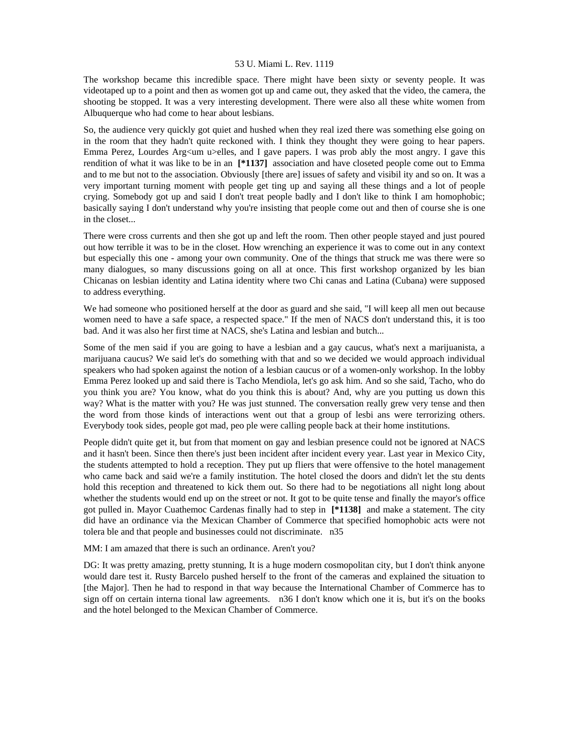The workshop became this incredible space. There might have been sixty or seventy people. It was videotaped up to a point and then as women got up and came out, they asked that the video, the camera, the shooting be stopped. It was a very interesting development. There were also all these white women from Albuquerque who had come to hear about lesbians.

So, the audience very quickly got quiet and hushed when they real ized there was something else going on in the room that they hadn't quite reckoned with. I think they thought they were going to hear papers. Emma Perez, Lourdes Arg<um u>elles, and I gave papers. I was prob ably the most angry. I gave this rendition of what it was like to be in an **[*1137]** association and have closeted people come out to Emma and to me but not to the association. Obviously [there are] issues of safety and visibil ity and so on. It was a very important turning moment with people get ting up and saying all these things and a lot of people crying. Somebody got up and said I don't treat people badly and I don't like to think I am homophobic; basically saying I don't understand why you're insisting that people come out and then of course she is one in the closet...

There were cross currents and then she got up and left the room. Then other people stayed and just poured out how terrible it was to be in the closet. How wrenching an experience it was to come out in any context but especially this one - among your own community. One of the things that struck me was there were so many dialogues, so many discussions going on all at once. This first workshop organized by les bian Chicanas on lesbian identity and Latina identity where two Chi canas and Latina (Cubana) were supposed to address everything.

We had someone who positioned herself at the door as guard and she said, "I will keep all men out because women need to have a safe space, a respected space." If the men of NACS don't understand this, it is too bad. And it was also her first time at NACS, she's Latina and lesbian and butch...

Some of the men said if you are going to have a lesbian and a gay caucus, what's next a marijuanista, a marijuana caucus? We said let's do something with that and so we decided we would approach individual speakers who had spoken against the notion of a lesbian caucus or of a women-only workshop. In the lobby Emma Perez looked up and said there is Tacho Mendiola, let's go ask him. And so she said, Tacho, who do you think you are? You know, what do you think this is about? And, why are you putting us down this way? What is the matter with you? He was just stunned. The conversation really grew very tense and then the word from those kinds of interactions went out that a group of lesbi ans were terrorizing others. Everybody took sides, people got mad, peo ple were calling people back at their home institutions.

People didn't quite get it, but from that moment on gay and lesbian presence could not be ignored at NACS and it hasn't been. Since then there's just been incident after incident every year. Last year in Mexico City, the students attempted to hold a reception. They put up fliers that were offensive to the hotel management who came back and said we're a family institution. The hotel closed the doors and didn't let the stu dents hold this reception and threatened to kick them out. So there had to be negotiations all night long about whether the students would end up on the street or not. It got to be quite tense and finally the mayor's office got pulled in. Mayor Cuathemoc Cardenas finally had to step in **[*1138]** and make a statement. The city did have an ordinance via the Mexican Chamber of Commerce that specified homophobic acts were not tolera ble and that people and businesses could not discriminate. n35

MM: I am amazed that there is such an ordinance. Aren't you?

DG: It was pretty amazing, pretty stunning, It is a huge modern cosmopolitan city, but I don't think anyone would dare test it. Rusty Barcelo pushed herself to the front of the cameras and explained the situation to [the Major]. Then he had to respond in that way because the International Chamber of Commerce has to sign off on certain interna tional law agreements. n36 I don't know which one it is, but it's on the books and the hotel belonged to the Mexican Chamber of Commerce.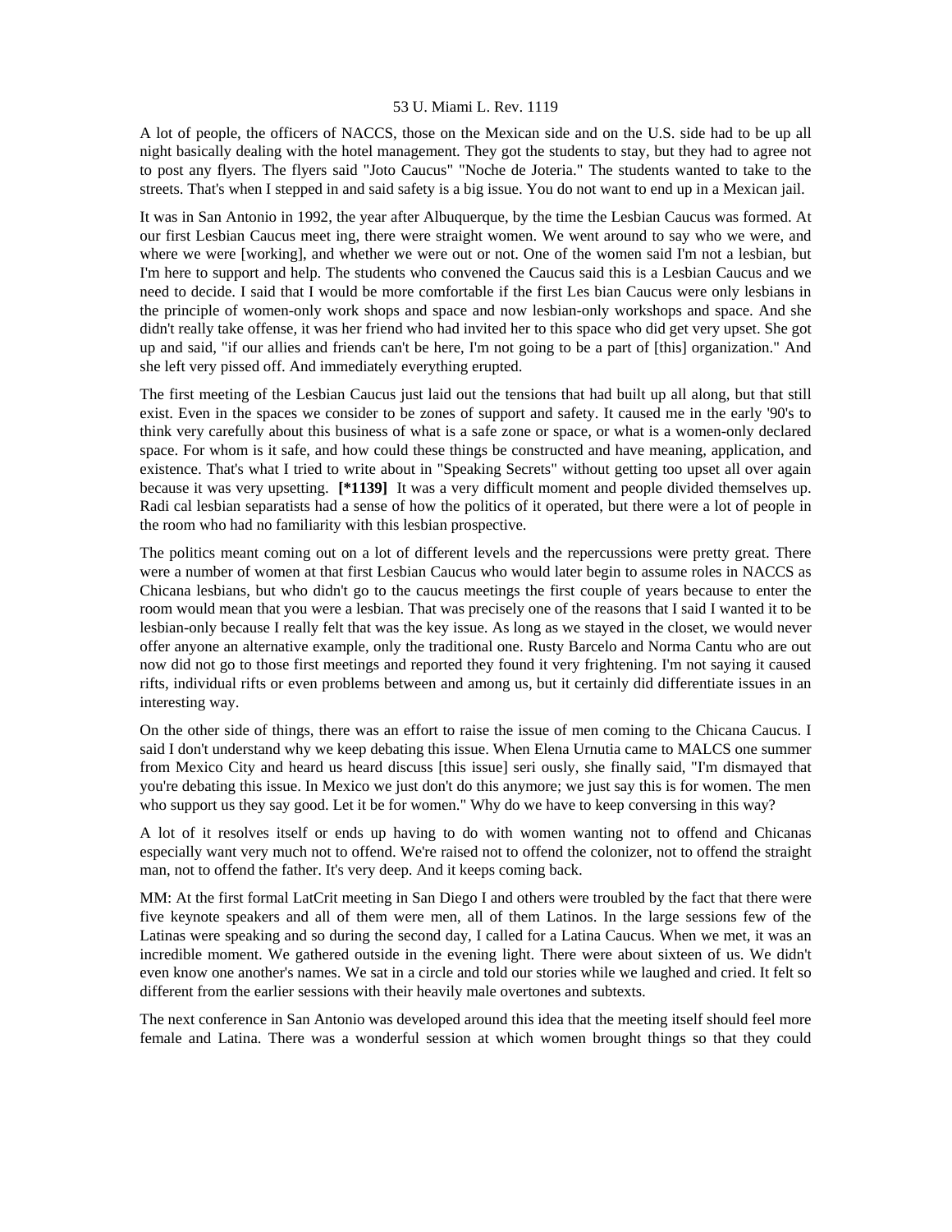A lot of people, the officers of NACCS, those on the Mexican side and on the U.S. side had to be up all night basically dealing with the hotel management. They got the students to stay, but they had to agree not to post any flyers. The flyers said "Joto Caucus" "Noche de Joteria." The students wanted to take to the streets. That's when I stepped in and said safety is a big issue. You do not want to end up in a Mexican jail.

It was in San Antonio in 1992, the year after Albuquerque, by the time the Lesbian Caucus was formed. At our first Lesbian Caucus meet ing, there were straight women. We went around to say who we were, and where we were [working], and whether we were out or not. One of the women said I'm not a lesbian, but I'm here to support and help. The students who convened the Caucus said this is a Lesbian Caucus and we need to decide. I said that I would be more comfortable if the first Les bian Caucus were only lesbians in the principle of women-only work shops and space and now lesbian-only workshops and space. And she didn't really take offense, it was her friend who had invited her to this space who did get very upset. She got up and said, "if our allies and friends can't be here, I'm not going to be a part of [this] organization." And she left very pissed off. And immediately everything erupted.

The first meeting of the Lesbian Caucus just laid out the tensions that had built up all along, but that still exist. Even in the spaces we consider to be zones of support and safety. It caused me in the early '90's to think very carefully about this business of what is a safe zone or space, or what is a women-only declared space. For whom is it safe, and how could these things be constructed and have meaning, application, and existence. That's what I tried to write about in "Speaking Secrets" without getting too upset all over again because it was very upsetting. **[*1139]** It was a very difficult moment and people divided themselves up. Radi cal lesbian separatists had a sense of how the politics of it operated, but there were a lot of people in the room who had no familiarity with this lesbian prospective.

The politics meant coming out on a lot of different levels and the repercussions were pretty great. There were a number of women at that first Lesbian Caucus who would later begin to assume roles in NACCS as Chicana lesbians, but who didn't go to the caucus meetings the first couple of years because to enter the room would mean that you were a lesbian. That was precisely one of the reasons that I said I wanted it to be lesbian-only because I really felt that was the key issue. As long as we stayed in the closet, we would never offer anyone an alternative example, only the traditional one. Rusty Barcelo and Norma Cantu who are out now did not go to those first meetings and reported they found it very frightening. I'm not saying it caused rifts, individual rifts or even problems between and among us, but it certainly did differentiate issues in an interesting way.

On the other side of things, there was an effort to raise the issue of men coming to the Chicana Caucus. I said I don't understand why we keep debating this issue. When Elena Urnutia came to MALCS one summer from Mexico City and heard us heard discuss [this issue] seri ously, she finally said, "I'm dismayed that you're debating this issue. In Mexico we just don't do this anymore; we just say this is for women. The men who support us they say good. Let it be for women." Why do we have to keep conversing in this way?

A lot of it resolves itself or ends up having to do with women wanting not to offend and Chicanas especially want very much not to offend. We're raised not to offend the colonizer, not to offend the straight man, not to offend the father. It's very deep. And it keeps coming back.

MM: At the first formal LatCrit meeting in San Diego I and others were troubled by the fact that there were five keynote speakers and all of them were men, all of them Latinos. In the large sessions few of the Latinas were speaking and so during the second day, I called for a Latina Caucus. When we met, it was an incredible moment. We gathered outside in the evening light. There were about sixteen of us. We didn't even know one another's names. We sat in a circle and told our stories while we laughed and cried. It felt so different from the earlier sessions with their heavily male overtones and subtexts.

The next conference in San Antonio was developed around this idea that the meeting itself should feel more female and Latina. There was a wonderful session at which women brought things so that they could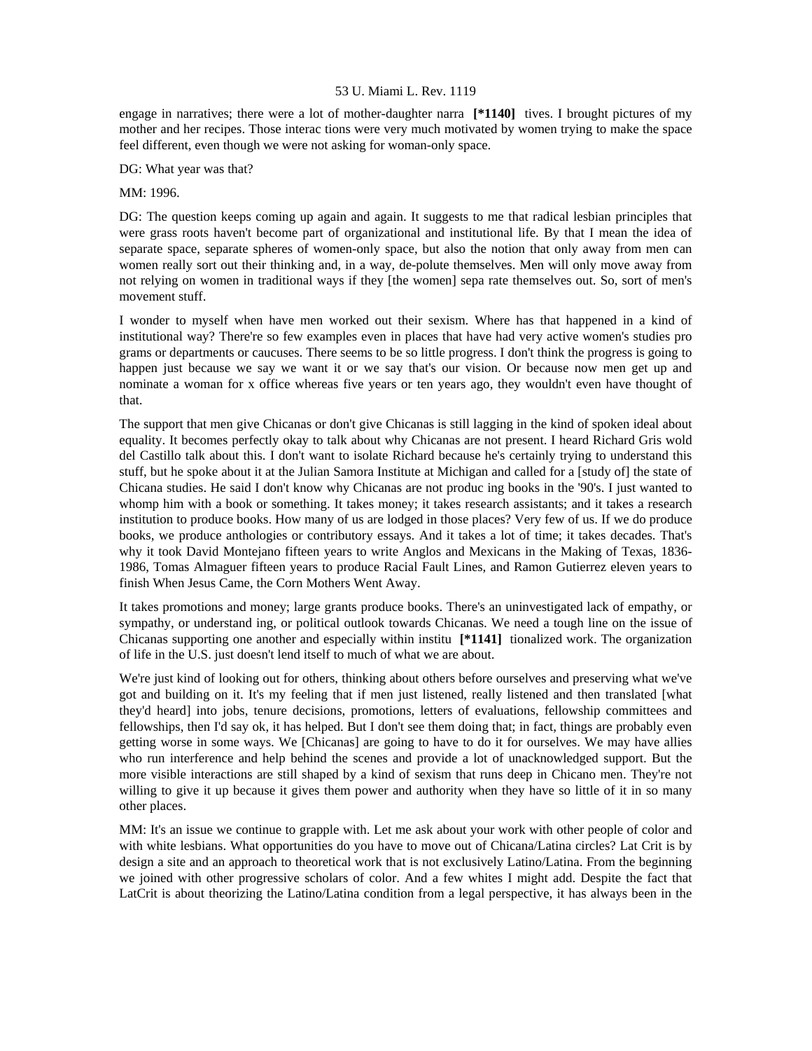engage in narratives; there were a lot of mother-daughter narra **[*1140]** tives. I brought pictures of my mother and her recipes. Those interac tions were very much motivated by women trying to make the space feel different, even though we were not asking for woman-only space.

DG: What year was that?

MM: 1996.

DG: The question keeps coming up again and again. It suggests to me that radical lesbian principles that were grass roots haven't become part of organizational and institutional life. By that I mean the idea of separate space, separate spheres of women-only space, but also the notion that only away from men can women really sort out their thinking and, in a way, de-polute themselves. Men will only move away from not relying on women in traditional ways if they [the women] sepa rate themselves out. So, sort of men's movement stuff.

I wonder to myself when have men worked out their sexism. Where has that happened in a kind of institutional way? There're so few examples even in places that have had very active women's studies pro grams or departments or caucuses. There seems to be so little progress. I don't think the progress is going to happen just because we say we want it or we say that's our vision. Or because now men get up and nominate a woman for x office whereas five years or ten years ago, they wouldn't even have thought of that.

The support that men give Chicanas or don't give Chicanas is still lagging in the kind of spoken ideal about equality. It becomes perfectly okay to talk about why Chicanas are not present. I heard Richard Gris wold del Castillo talk about this. I don't want to isolate Richard because he's certainly trying to understand this stuff, but he spoke about it at the Julian Samora Institute at Michigan and called for a [study of] the state of Chicana studies. He said I don't know why Chicanas are not produc ing books in the '90's. I just wanted to whomp him with a book or something. It takes money; it takes research assistants; and it takes a research institution to produce books. How many of us are lodged in those places? Very few of us. If we do produce books, we produce anthologies or contributory essays. And it takes a lot of time; it takes decades. That's why it took David Montejano fifteen years to write Anglos and Mexicans in the Making of Texas, 1836-1986, Tomas Almaguer fifteen years to produce Racial Fault Lines, and Ramon Gutierrez eleven years to finish When Jesus Came, the Corn Mothers Went Away.

It takes promotions and money; large grants produce books. There's an uninvestigated lack of empathy, or sympathy, or understand ing, or political outlook towards Chicanas. We need a tough line on the issue of Chicanas supporting one another and especially within institu **[*1141]** tionalized work. The organization of life in the U.S. just doesn't lend itself to much of what we are about.

We're just kind of looking out for others, thinking about others before ourselves and preserving what we've got and building on it. It's my feeling that if men just listened, really listened and then translated [what they'd heard] into jobs, tenure decisions, promotions, letters of evaluations, fellowship committees and fellowships, then I'd say ok, it has helped. But I don't see them doing that; in fact, things are probably even getting worse in some ways. We [Chicanas] are going to have to do it for ourselves. We may have allies who run interference and help behind the scenes and provide a lot of unacknowledged support. But the more visible interactions are still shaped by a kind of sexism that runs deep in Chicano men. They're not willing to give it up because it gives them power and authority when they have so little of it in so many other places.

MM: It's an issue we continue to grapple with. Let me ask about your work with other people of color and with white lesbians. What opportunities do you have to move out of Chicana/Latina circles? Lat Crit is by design a site and an approach to theoretical work that is not exclusively Latino/Latina. From the beginning we joined with other progressive scholars of color. And a few whites I might add. Despite the fact that LatCrit is about theorizing the Latino/Latina condition from a legal perspective, it has always been in the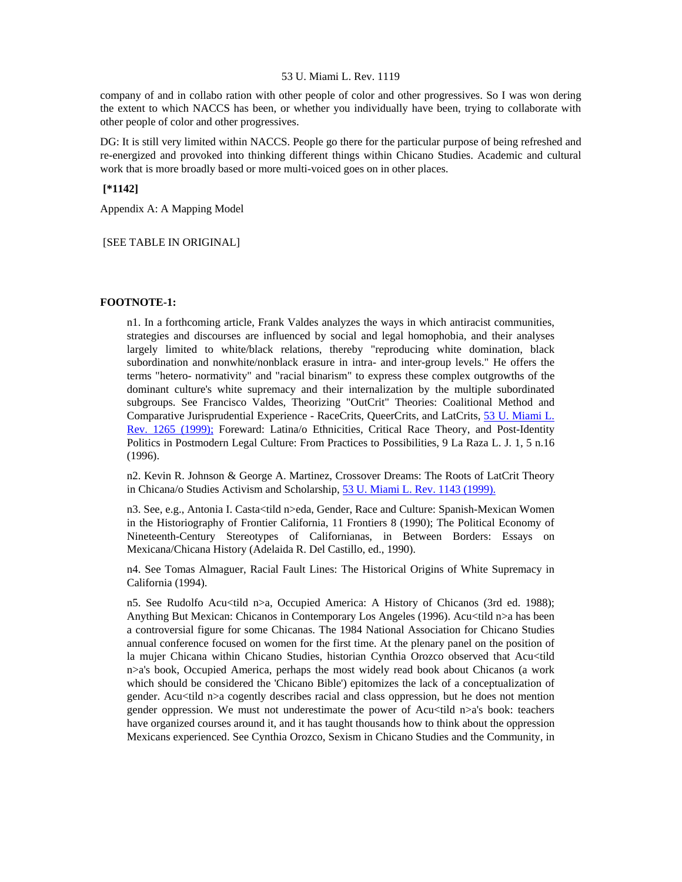company of and in collabo ration with other people of color and other progressives. So I was won dering the extent to which NACCS has been, or whether you individually have been, trying to collaborate with other people of color and other progressives.

DG: It is still very limited within NACCS. People go there for the particular purpose of being refreshed and re-energized and provoked into thinking different things within Chicano Studies. Academic and cultural work that is more broadly based or more multi-voiced goes on in other places.

**[*1142]**

Appendix A: A Mapping Model

[SEE TABLE IN ORIGINAL]

**FOOTNOTE-1:**

n1. In a forthcoming article, Frank Valdes analyzes the ways in which antiracist communities, strategies and discourses are influenced by social and legal homophobia, and their analyses largely limited to white/black relations, thereby "reproducing white domination, black subordination and nonwhite/nonblack erasure in intra- and inter-group levels." He offers the terms "hetero- normativity" and "racial binarism" to express these complex outgrowths of the dominant culture's white supremacy and their internalization by the multiple subordinated subgroups. See Francisco Valdes, Theorizing "OutCrit" Theories: Coalitional Method and Comparative Jurisprudential Experience - RaceCrits, QueerCrits, and LatCrits, 53 U. Miami L. Rev. 1265 (1999); Foreward: Latina/o Ethnicities, Critical Race Theory, and Post-Identity Politics in Postmodern Legal Culture: From Practices to Possibilities, 9 La Raza L. J. 1, 5 n.16 (1996).

n2. Kevin R. Johnson & George A. Martinez, Crossover Dreams: The Roots of LatCrit Theory in Chicana/o Studies Activism and Scholarship, 53 U. Miami L. Rev. 1143 (1999).

n3. See, e.g., Antonia I. Casta<tild n>eda, Gender, Race and Culture: Spanish-Mexican Women in the Historiography of Frontier California, 11 Frontiers 8 (1990); The Political Economy of Nineteenth-Century Stereotypes of Californianas, in Between Borders: Essays on Mexicana/Chicana History (Adelaida R. Del Castillo, ed., 1990).

n4. See Tomas Almaguer, Racial Fault Lines: The Historical Origins of White Supremacy in California (1994).

n5. See Rudolfo Acu<tild n>a, Occupied America: A History of Chicanos (3rd ed. 1988); Anything But Mexican: Chicanos in Contemporary Los Angeles (1996). Acu<tild n>a has been a controversial figure for some Chicanas. The 1984 National Association for Chicano Studies annual conference focused on women for the first time. At the plenary panel on the position of la mujer Chicana within Chicano Studies, historian Cynthia Orozco observed that Acu<tild n>a's book, Occupied America, perhaps the most widely read book about Chicanos (a work which should be considered the 'Chicano Bible') epitomizes the lack of a conceptualization of gender. Acu<tild n>a cogently describes racial and class oppression, but he does not mention gender oppression. We must not underestimate the power of Acu<tild n>a's book: teachers have organized courses around it, and it has taught thousands how to think about the oppression Mexicans experienced. See Cynthia Orozco, Sexism in Chicano Studies and the Community, in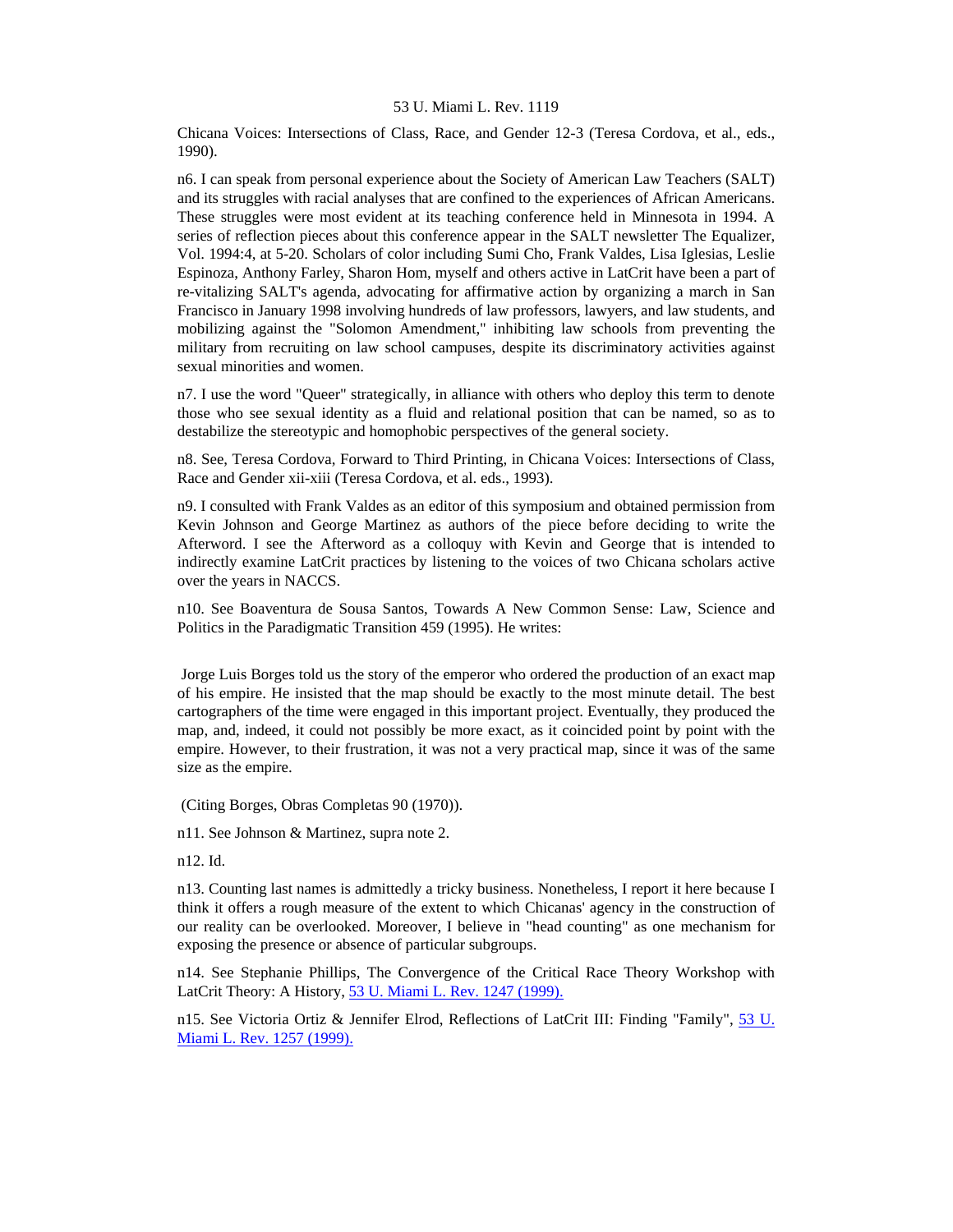Chicana Voices: Intersections of Class, Race, and Gender 12-3 (Teresa Cordova, et al., eds., 1990).

n6. I can speak from personal experience about the Society of American Law Teachers (SALT) and its struggles with racial analyses that are confined to the experiences of African Americans. These struggles were most evident at its teaching conference held in Minnesota in 1994. A series of reflection pieces about this conference appear in the SALT newsletter The Equalizer, Vol. 1994:4, at 5-20. Scholars of color including Sumi Cho, Frank Valdes, Lisa Iglesias, Leslie Espinoza, Anthony Farley, Sharon Hom, myself and others active in LatCrit have been a part of re-vitalizing SALT's agenda, advocating for affirmative action by organizing a march in San Francisco in January 1998 involving hundreds of law professors, lawyers, and law students, and mobilizing against the "Solomon Amendment," inhibiting law schools from preventing the military from recruiting on law school campuses, despite its discriminatory activities against sexual minorities and women.

n7. I use the word "Queer" strategically, in alliance with others who deploy this term to denote those who see sexual identity as a fluid and relational position that can be named, so as to destabilize the stereotypic and homophobic perspectives of the general society.

n8. See, Teresa Cordova, Forward to Third Printing, in Chicana Voices: Intersections of Class, Race and Gender xii-xiii (Teresa Cordova, et al. eds., 1993).

n9. I consulted with Frank Valdes as an editor of this symposium and obtained permission from Kevin Johnson and George Martinez as authors of the piece before deciding to write the Afterword. I see the Afterword as a colloquy with Kevin and George that is intended to indirectly examine LatCrit practices by listening to the voices of two Chicana scholars active over the years in NACCS.

n10. See Boaventura de Sousa Santos, Towards A New Common Sense: Law, Science and Politics in the Paradigmatic Transition 459 (1995). He writes:

> Jorge Luis Borges told us the story of the emperor who ordered the production of an exact map of his empire. He insisted that the map should be exactly to the most minute detail. The best cartographers of the time were engaged in this important project. Eventually, they produced the map, and, indeed, it could not possibly be more exact, as it coincided point by point with the empire. However, to their frustration, it was not a very practical map, since it was of the same size as the empire.

(Citing Borges, Obras Completas 90 (1970)).

n11. See Johnson & Martinez, supra note 2.

n12. Id.

n13. Counting last names is admittedly a tricky business. Nonetheless, I report it here because I think it offers a rough measure of the extent to which Chicanas' agency in the construction of our reality can be overlooked. Moreover, I believe in "head counting" as one mechanism for exposing the presence or absence of particular subgroups.

n14. See Stephanie Phillips, The Convergence of the Critical Race Theory Workshop with LatCrit Theory: A History, 53 U. Miami L. Rev. 1247 (1999).

n15. See Victoria Ortiz & Jennifer Elrod, Reflections of LatCrit III: Finding "Family", 53 U. Miami L. Rev. 1257 (1999).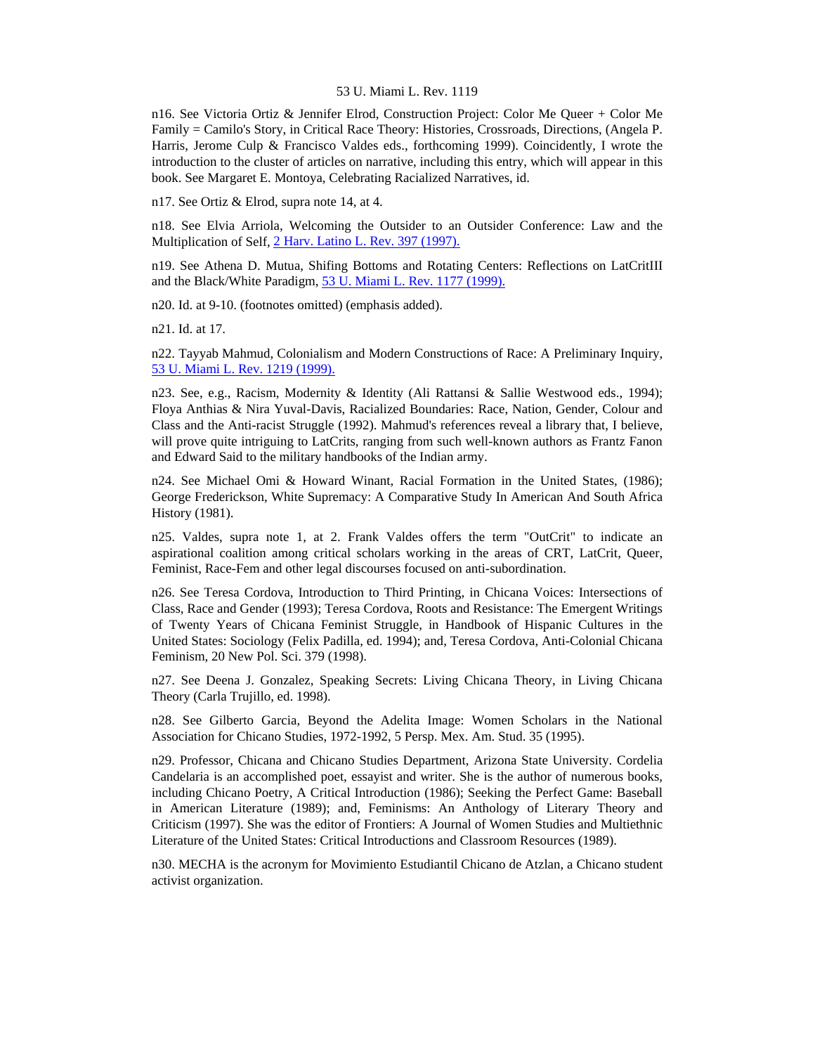n16. See Victoria Ortiz & Jennifer Elrod, Construction Project: Color Me Queer + Color Me Family = Camilo's Story, in Critical Race Theory: Histories, Crossroads, Directions, (Angela P. Harris, Jerome Culp & Francisco Valdes eds., forthcoming 1999). Coincidently, I wrote the introduction to the cluster of articles on narrative, including this entry, which will appear in this book. See Margaret E. Montoya, Celebrating Racialized Narratives, id.

n17. See Ortiz & Elrod, supra note 14, at 4.

n18. See Elvia Arriola, Welcoming the Outsider to an Outsider Conference: Law and the Multiplication of Self, 2 Harv. Latino L. Rev. 397 (1997).

n19. See Athena D. Mutua, Shifing Bottoms and Rotating Centers: Reflections on LatCritIII and the Black/White Paradigm, 53 U. Miami L. Rev. 1177 (1999).

n20. Id. at 9-10. (footnotes omitted) (emphasis added).

n21. Id. at 17.

n22. Tayyab Mahmud, Colonialism and Modern Constructions of Race: A Preliminary Inquiry, 53 U. Miami L. Rev. 1219 (1999).

n23. See, e.g., Racism, Modernity & Identity (Ali Rattansi & Sallie Westwood eds., 1994); Floya Anthias & Nira Yuval-Davis, Racialized Boundaries: Race, Nation, Gender, Colour and Class and the Anti-racist Struggle (1992). Mahmud's references reveal a library that, I believe, will prove quite intriguing to LatCrits, ranging from such well-known authors as Frantz Fanon and Edward Said to the military handbooks of the Indian army.

n24. See Michael Omi & Howard Winant, Racial Formation in the United States, (1986); George Frederickson, White Supremacy: A Comparative Study In American And South Africa History (1981).

n25. Valdes, supra note 1, at 2. Frank Valdes offers the term "OutCrit" to indicate an aspirational coalition among critical scholars working in the areas of CRT, LatCrit, Queer, Feminist, Race-Fem and other legal discourses focused on anti-subordination.

n26. See Teresa Cordova, Introduction to Third Printing, in Chicana Voices: Intersections of Class, Race and Gender (1993); Teresa Cordova, Roots and Resistance: The Emergent Writings of Twenty Years of Chicana Feminist Struggle, in Handbook of Hispanic Cultures in the United States: Sociology (Felix Padilla, ed. 1994); and, Teresa Cordova, Anti-Colonial Chicana Feminism, 20 New Pol. Sci. 379 (1998).

n27. See Deena J. Gonzalez, Speaking Secrets: Living Chicana Theory, in Living Chicana Theory (Carla Trujillo, ed. 1998).

n28. See Gilberto Garcia, Beyond the Adelita Image: Women Scholars in the National Association for Chicano Studies, 1972-1992, 5 Persp. Mex. Am. Stud. 35 (1995).

n29. Professor, Chicana and Chicano Studies Department, Arizona State University. Cordelia Candelaria is an accomplished poet, essayist and writer. She is the author of numerous books, including Chicano Poetry, A Critical Introduction (1986); Seeking the Perfect Game: Baseball in American Literature (1989); and, Feminisms: An Anthology of Literary Theory and Criticism (1997). She was the editor of Frontiers: A Journal of Women Studies and Multiethnic Literature of the United States: Critical Introductions and Classroom Resources (1989).

n30. MECHA is the acronym for Movimiento Estudiantil Chicano de Atzlan, a Chicano student activist organization.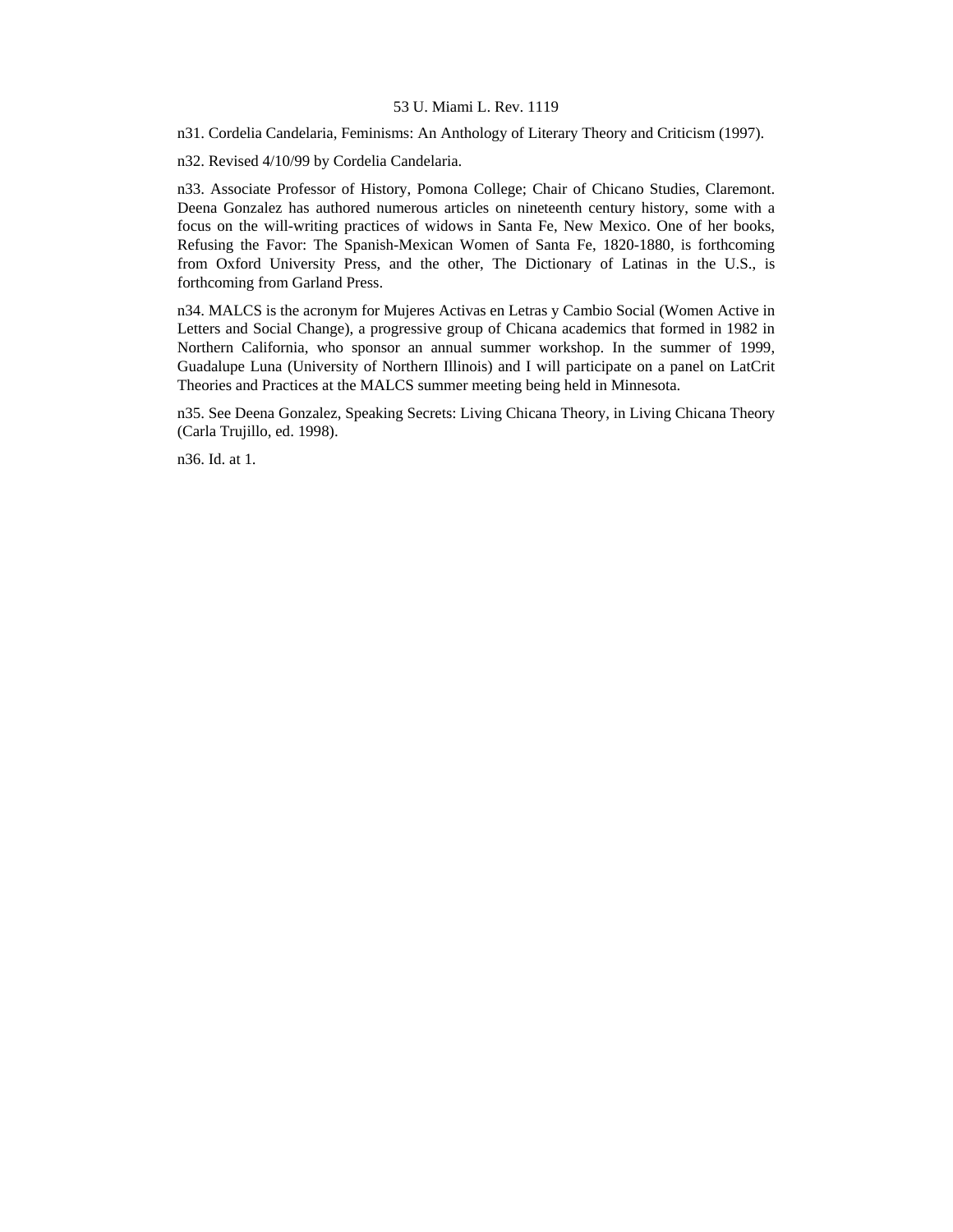n31. Cordelia Candelaria, Feminisms: An Anthology of Literary Theory and Criticism (1997).

n32. Revised 4/10/99 by Cordelia Candelaria.

n33. Associate Professor of History, Pomona College; Chair of Chicano Studies, Claremont. Deena Gonzalez has authored numerous articles on nineteenth century history, some with a focus on the will-writing practices of widows in Santa Fe, New Mexico. One of her books, Refusing the Favor: The Spanish-Mexican Women of Santa Fe, 1820-1880, is forthcoming from Oxford University Press, and the other, The Dictionary of Latinas in the U.S., is forthcoming from Garland Press.

n34. MALCS is the acronym for Mujeres Activas en Letras y Cambio Social (Women Active in Letters and Social Change), a progressive group of Chicana academics that formed in 1982 in Northern California, who sponsor an annual summer workshop. In the summer of 1999, Guadalupe Luna (University of Northern Illinois) and I will participate on a panel on LatCrit Theories and Practices at the MALCS summer meeting being held in Minnesota.

n35. See Deena Gonzalez, Speaking Secrets: Living Chicana Theory, in Living Chicana Theory (Carla Trujillo, ed. 1998).

n36. Id. at 1.